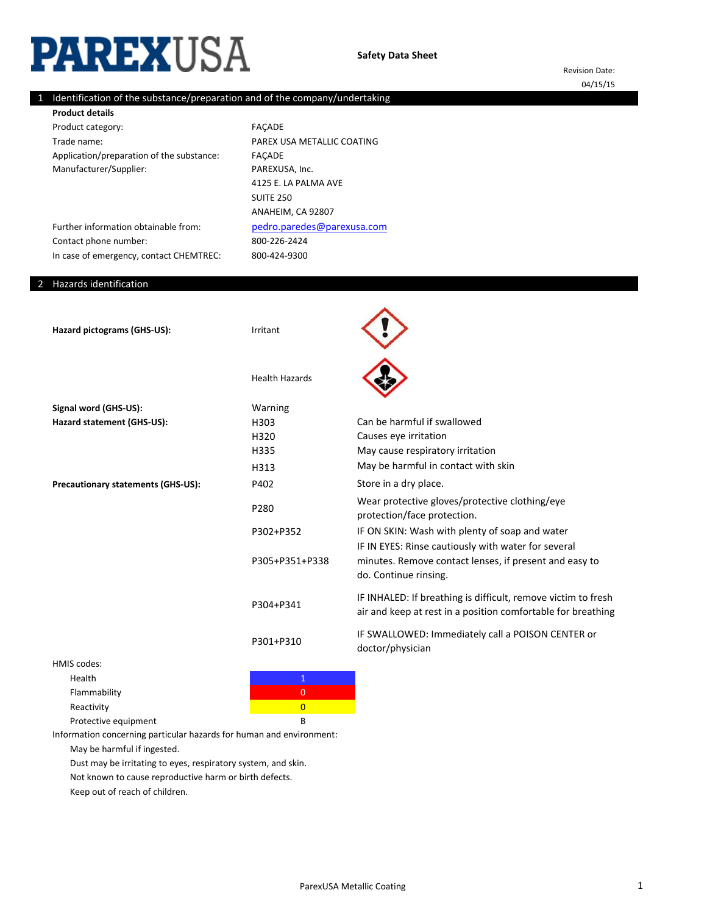# PAREXUSA

**Safety Data Sheet**

Revision Date: 04/15/15

## 1 Identification of the substance/preparation and of the company/undertaking

**Product details**

| | |
|---|---|
| Product category: | FAÇADE |
| Trade name: | PAREX USA METALLIC COATING |
| Application/preparation of the substance: | FAÇADE |
| Manufacturer/Supplier: | PAREXUSA, Inc.<br>4125 E. LA PALMA AVE<br>SUITE 250<br>ANAHEIM, CA 92807 |
| Further information obtainable from: | pedro.paredes@parexusa.com |
| Contact phone number: | 800-226-2424 |
| In case of emergency, contact CHEMTREC: | 800-424-9300 |

## 2 Hazards identification

**Hazard pictograms (GHS-US):** Irritant

Health Hazards

**Signal word (GHS-US):** Warning

| **Hazard statement (GHS-US):** | | |
|---|---|---|
| | H303 | Can be harmful if swallowed |
| | H320 | Causes eye irritation |
| | H335 | May cause respiratory irritation |
| | H313 | May be harmful in contact with skin |

| **Precautionary statements (GHS-US):** | | |
|---|---|---|
| | P402 | Store in a dry place. |
| | P280 | Wear protective gloves/protective clothing/eye protection/face protection. |
| | P302+P352 | IF ON SKIN: Wash with plenty of soap and water |
| | P305+P351+P338 | IF IN EYES: Rinse cautiously with water for several minutes. Remove contact lenses, if present and easy to do. Continue rinsing. |
| | P304+P341 | IF INHALED: If breathing is difficult, remove victim to fresh air and keep at rest in a position comfortable for breathing |
| | P301+P310 | IF SWALLOWED: Immediately call a POISON CENTER or doctor/physician |

HMIS codes:

| | |
|---|---|
| Health | 1 |
| Flammability | 0 |
| Reactivity | 0 |
| Protective equipment | B |

Information concerning particular hazards for human and environment:

- May be harmful if ingested.
- Dust may be irritating to eyes, respiratory system, and skin.
- Not known to cause reproductive harm or birth defects.
- Keep out of reach of children.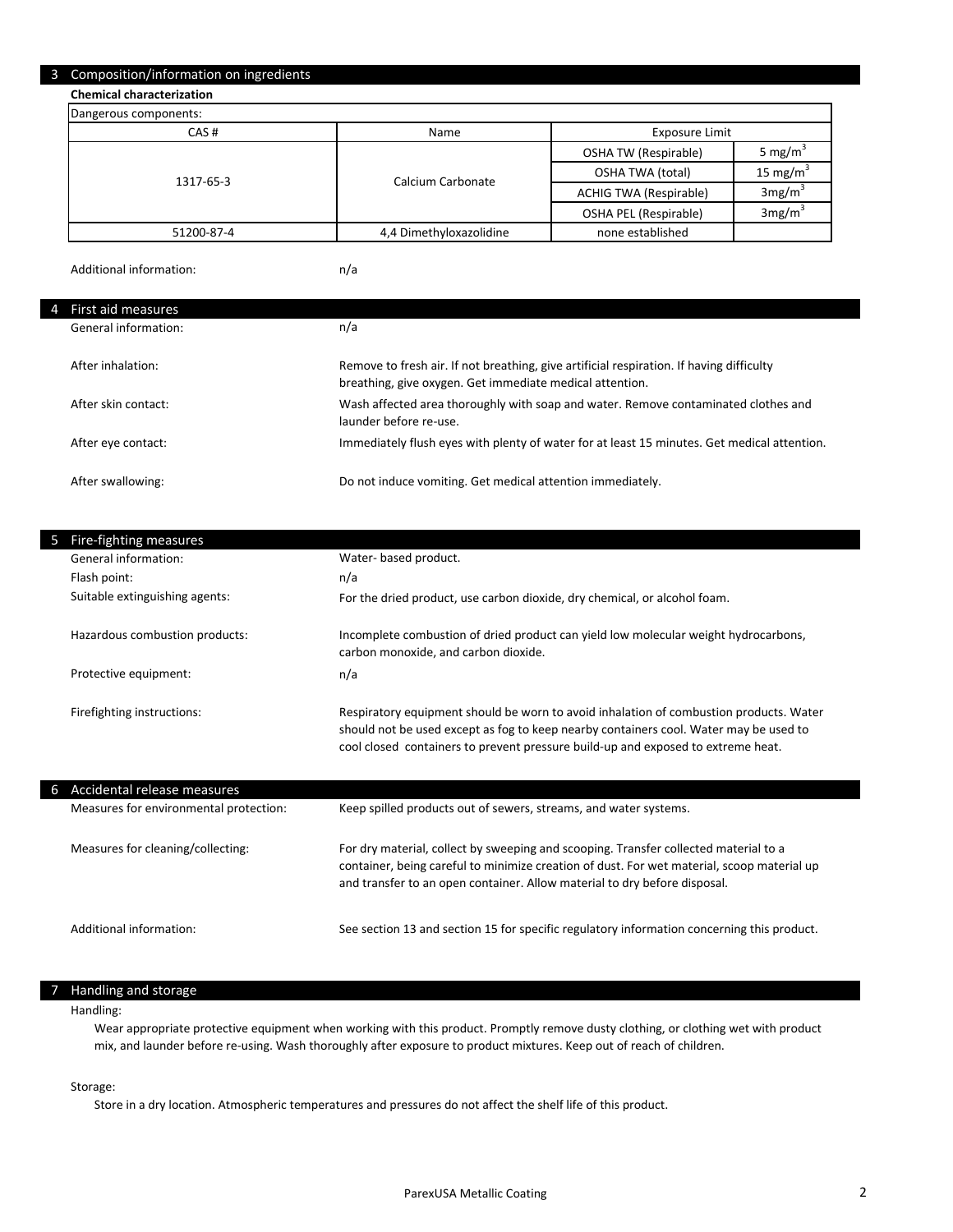## 3 Composition/information on ingredients

**Chemical characterization**

Dangerous components:

| CAS # | Name | Exposure Limit | |
|---|---|---|---|
| 1317-65-3 | Calcium Carbonate | OSHA TW (Respirable) | 5 $mg/m^3$ |
| | | OSHA TWA (total) | 15 $mg/m^3$ |
| | | ACHIG TWA (Respirable) | 3$mg/m^3$ |
| | | OSHA PEL (Respirable) | 3$mg/m^3$ |
| 51200-87-4 | 4,4 Dimethyloxazolidine | none established | |

Additional information: n/a

## 4 First aid measures

General information: n/a

After inhalation: Remove to fresh air. If not breathing, give artificial respiration. If having difficulty breathing, give oxygen. Get immediate medical attention.

After skin contact: Wash affected area thoroughly with soap and water. Remove contaminated clothes and launder before re-use.

After eye contact: Immediately flush eyes with plenty of water for at least 15 minutes. Get medical attention.

After swallowing: Do not induce vomiting. Get medical attention immediately.

## 5 Fire-fighting measures

General information: Water- based product.

Flash point: n/a

Suitable extinguishing agents: For the dried product, use carbon dioxide, dry chemical, or alcohol foam.

Hazardous combustion products: Incomplete combustion of dried product can yield low molecular weight hydrocarbons, carbon monoxide, and carbon dioxide.

Protective equipment: n/a

Firefighting instructions: Respiratory equipment should be worn to avoid inhalation of combustion products. Water should not be used except as fog to keep nearby containers cool. Water may be used to cool closed containers to prevent pressure build-up and exposed to extreme heat.

## 6 Accidental release measures

Measures for environmental protection: Keep spilled products out of sewers, streams, and water systems.

Measures for cleaning/collecting: For dry material, collect by sweeping and scooping. Transfer collected material to a container, being careful to minimize creation of dust. For wet material, scoop material up and transfer to an open container. Allow material to dry before disposal.

Additional information: See section 13 and section 15 for specific regulatory information concerning this product.

## 7 Handling and storage

Handling:

Wear appropriate protective equipment when working with this product. Promptly remove dusty clothing, or clothing wet with product mix, and launder before re-using. Wash thoroughly after exposure to product mixtures. Keep out of reach of children.

Storage:

Store in a dry location. Atmospheric temperatures and pressures do not affect the shelf life of this product.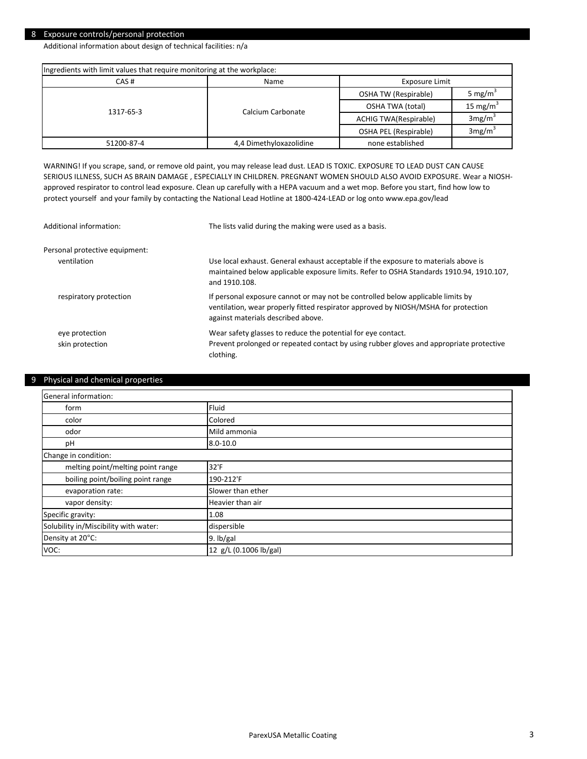## 8 Exposure controls/personal protection

Additional information about design of technical facilities: n/a

| Ingredients with limit values that require monitoring at the workplace: | | | |
|---|---|---|---|
| CAS # | Name | Exposure Limit | |
| 1317-65-3 | Calcium Carbonate | OSHA TW (Respirable) | 5 $mg/m^3$ |
| | | OSHA TWA (total) | 15 $mg/m^3$ |
| | | ACHIG TWA(Respirable) | 3$mg/m^3$ |
| | | OSHA PEL (Respirable) | 3$mg/m^3$ |
| 51200-87-4 | 4,4 Dimethyloxazolidine | none established | |

WARNING! If you scrape, sand, or remove old paint, you may release lead dust. LEAD IS TOXIC. EXPOSURE TO LEAD DUST CAN CAUSE SERIOUS ILLNESS, SUCH AS BRAIN DAMAGE , ESPECIALLY IN CHILDREN. PREGNANT WOMEN SHOULD ALSO AVOID EXPOSURE. Wear a NIOSH-approved respirator to control lead exposure. Clean up carefully with a HEPA vacuum and a wet mop. Before you start, find how low to protect yourself and your family by contacting the National Lead Hotline at 1800-424-LEAD or log onto www.epa.gov/lead

Additional information: The lists valid during the making were used as a basis.

Personal protective equipment:

- ventilation: Use local exhaust. General exhaust acceptable if the exposure to materials above is maintained below applicable exposure limits. Refer to OSHA Standards 1910.94, 1910.107, and 1910.108.
- respiratory protection: If personal exposure cannot or may not be controlled below applicable limits by ventilation, wear properly fitted respirator approved by NIOSH/MSHA for protection against materials described above.
- eye protection: Wear safety glasses to reduce the potential for eye contact.
- skin protection: Prevent prolonged or repeated contact by using rubber gloves and appropriate protective clothing.

## 9 Physical and chemical properties

| General information: | |
|---|---|
| form | Fluid |
| color | Colored |
| odor | Mild ammonia |
| pH | 8.0-10.0 |
| Change in condition: | |
| melting point/melting point range | 32'F |
| boiling point/boiling point range | 190-212'F |
| evaporation rate: | Slower than ether |
| vapor density: | Heavier than air |
| Specific gravity: | 1.08 |
| Solubility in/Miscibility with water: | dispersible |
| Density at 20°C: | 9. lb/gal |
| VOC: | 12 g/L (0.1006 lb/gal) |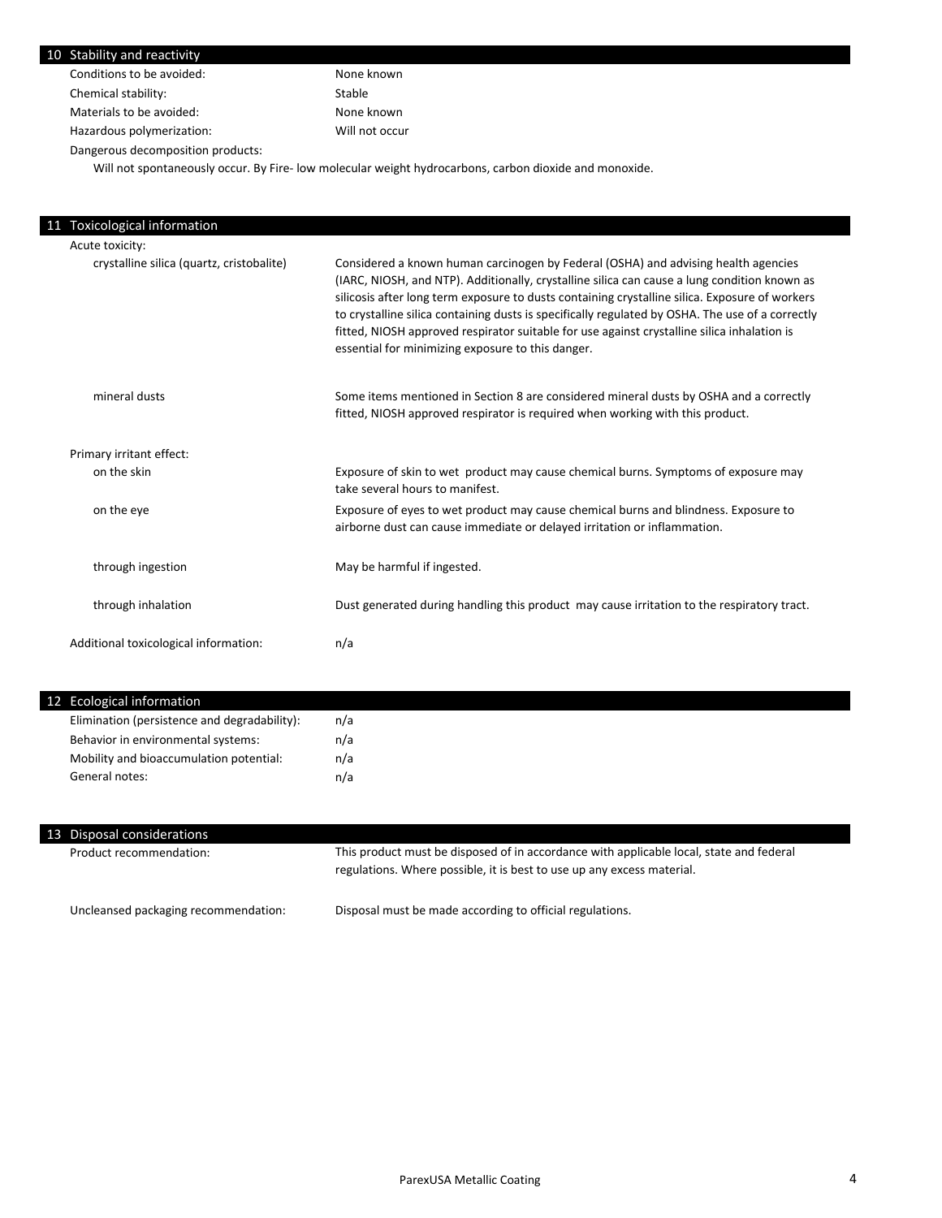## 10 Stability and reactivity

| | |
|---|---|
| Conditions to be avoided: | None known |
| Chemical stability: | Stable |
| Materials to be avoided: | None known |
| Hazardous polymerization: | Will not occur |

Dangerous decomposition products:

Will not spontaneously occur. By Fire- low molecular weight hydrocarbons, carbon dioxide and monoxide.

## 11 Toxicological information

Acute toxicity:

| | |
|---|---|
| crystalline silica (quartz, cristobalite) | Considered a known human carcinogen by Federal (OSHA) and advising health agencies (IARC, NIOSH, and NTP). Additionally, crystalline silica can cause a lung condition known as silicosis after long term exposure to dusts containing crystalline silica. Exposure of workers to crystalline silica containing dusts is specifically regulated by OSHA. The use of a correctly fitted, NIOSH approved respirator suitable for use against crystalline silica inhalation is essential for minimizing exposure to this danger. |
| mineral dusts | Some items mentioned in Section 8 are considered mineral dusts by OSHA and a correctly fitted, NIOSH approved respirator is required when working with this product. |

Primary irritant effect:

| | |
|---|---|
| on the skin | Exposure of skin to wet product may cause chemical burns. Symptoms of exposure may take several hours to manifest. |
| on the eye | Exposure of eyes to wet product may cause chemical burns and blindness. Exposure to airborne dust can cause immediate or delayed irritation or inflammation. |
| through ingestion | May be harmful if ingested. |
| through inhalation | Dust generated during handling this product may cause irritation to the respiratory tract. |

Additional toxicological information: n/a

## 12 Ecological information

| | |
|---|---|
| Elimination (persistence and degradability): | n/a |
| Behavior in environmental systems: | n/a |
| Mobility and bioaccumulation potential: | n/a |
| General notes: | n/a |

## 13 Disposal considerations

| | |
|---|---|
| Product recommendation: | This product must be disposed of in accordance with applicable local, state and federal regulations. Where possible, it is best to use up any excess material. |
| Uncleansed packaging recommendation: | Disposal must be made according to official regulations. |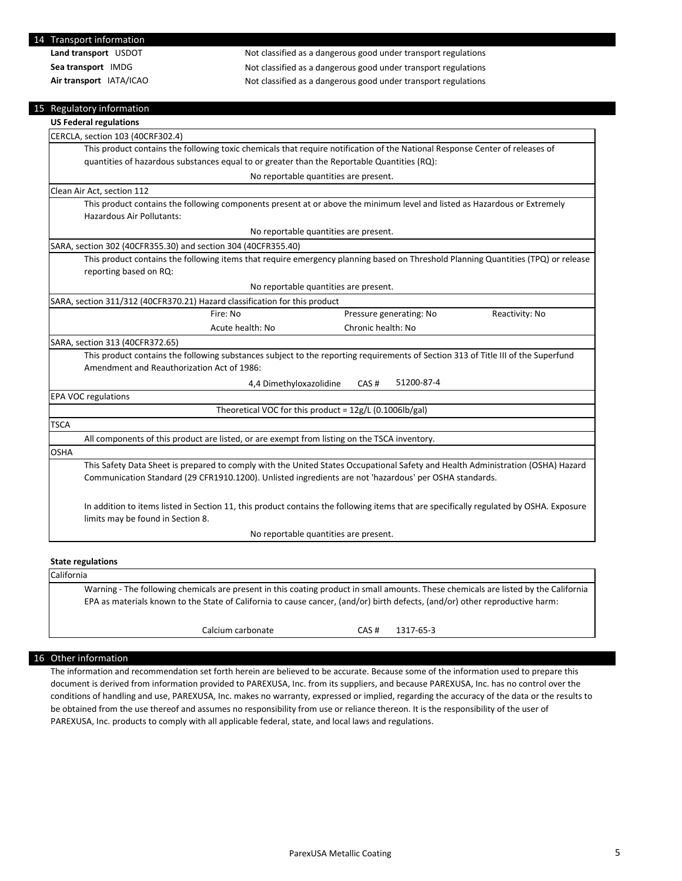## 14 Transport information

| | |
|---|---|
| **Land transport** USDOT | Not classified as a dangerous good under transport regulations |
| **Sea transport** IMDG | Not classified as a dangerous good under transport regulations |
| **Air transport** IATA/ICAO | Not classified as a dangerous good under transport regulations |

## 15 Regulatory information

**US Federal regulations**

CERCLA, section 103 (40CRF302.4)

This product contains the following toxic chemicals that require notification of the National Response Center of releases of quantities of hazardous substances equal to or greater than the Reportable Quantities (RQ):

No reportable quantities are present.

Clean Air Act, section 112

This product contains the following components present at or above the minimum level and listed as Hazardous or Extremely Hazardous Air Pollutants:

No reportable quantities are present.

SARA, section 302 (40CFR355.30) and section 304 (40CFR355.40)

This product contains the following items that require emergency planning based on Threshold Planning Quantities (TPQ) or release reporting based on RQ:

No reportable quantities are present.

SARA, section 311/312 (40CFR370.21) Hazard classification for this product

| | | |
|---|---|---|
| Fire: No | Pressure generating: No | Reactivity: No |
| Acute health: No | Chronic health: No | |

SARA, section 313 (40CFR372.65)

This product contains the following substances subject to the reporting requirements of Section 313 of Title III of the Superfund Amendment and Reauthorization Act of 1986:

| | | |
|---|---|---|
| 4,4 Dimethyloxazolidine | CAS # | 51200-87-4 |

EPA VOC regulations

Theoretical VOC for this product = 12g/L (0.1006lb/gal)

TSCA

All components of this product are listed, or are exempt from listing on the TSCA inventory.

OSHA

This Safety Data Sheet is prepared to comply with the United States Occupational Safety and Health Administration (OSHA) Hazard Communication Standard (29 CFR1910.1200). Unlisted ingredients are not 'hazardous' per OSHA standards.

In addition to items listed in Section 11, this product contains the following items that are specifically regulated by OSHA. Exposure limits may be found in Section 8.

No reportable quantities are present.

**State regulations**

California

Warning - The following chemicals are present in this coating product in small amounts. These chemicals are listed by the California EPA as materials known to the State of California to cause cancer, (and/or) birth defects, (and/or) other reproductive harm:

| | | |
|---|---|---|
| Calcium carbonate | CAS # | 1317-65-3 |

## 16 Other information

The information and recommendation set forth herein are believed to be accurate. Because some of the information used to prepare this document is derived from information provided to PAREXUSA, Inc. from its suppliers, and because PAREXUSA, Inc. has no control over the conditions of handling and use, PAREXUSA, Inc. makes no warranty, expressed or implied, regarding the accuracy of the data or the results to be obtained from the use thereof and assumes no responsibility from use or reliance thereon. It is the responsibility of the user of PAREXUSA, Inc. products to comply with all applicable federal, state, and local laws and regulations.